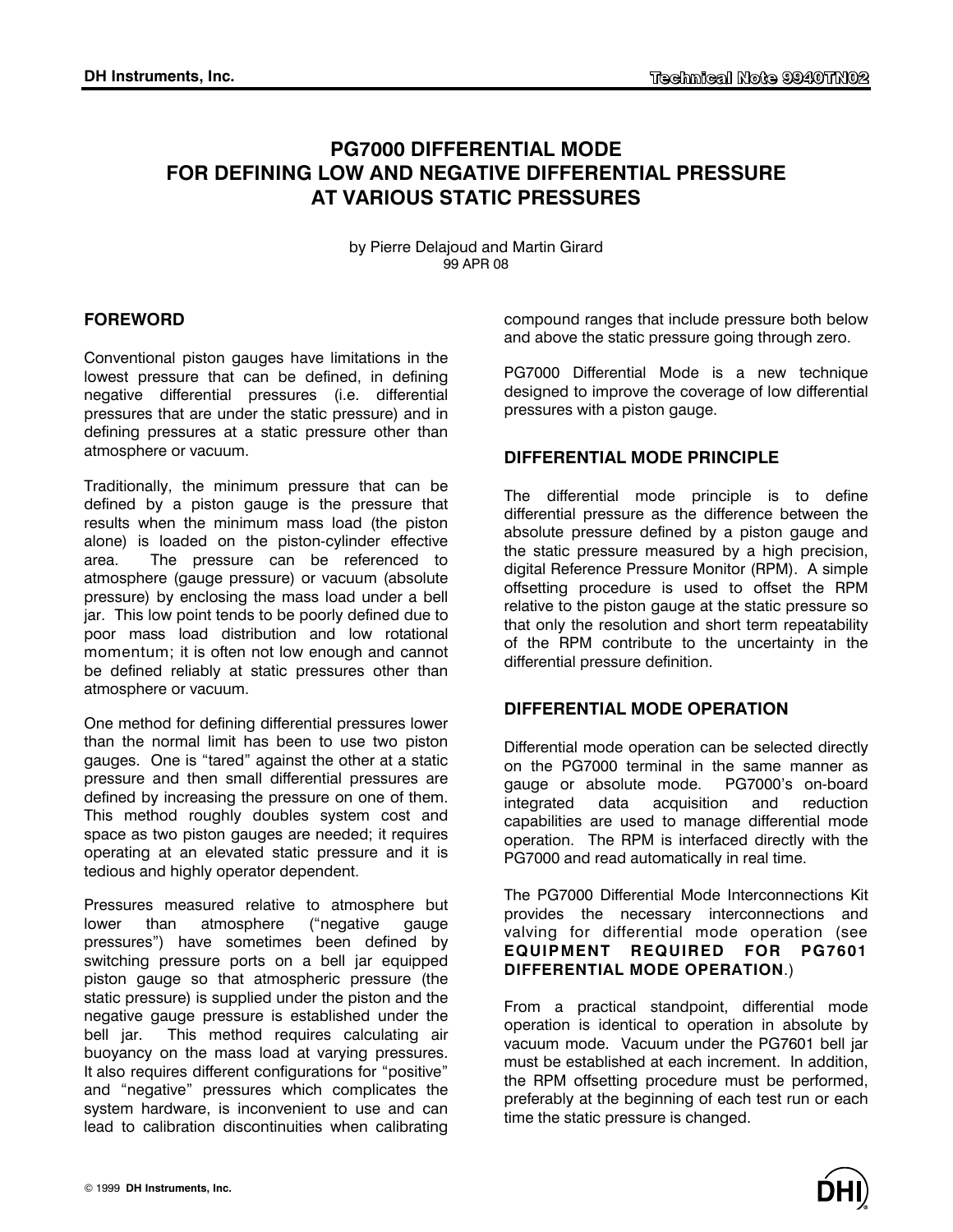# PG7000 DIFFERENTIAL MODE FOR DEFINING LOW AND NEGATIVE DIFFERENTIAL PRESSURE AT VARIOUS STATIC PRESSURES

by Pierre Delajoud and Martin Girard
99 APR 08

## FOREWORD

Conventional piston gauges have limitations in the lowest pressure that can be defined, in defining negative differential pressures (i.e. differential pressures that are under the static pressure) and in defining pressures at a static pressure other than atmosphere or vacuum.

Traditionally, the minimum pressure that can be defined by a piston gauge is the pressure that results when the minimum mass load (the piston alone) is loaded on the piston-cylinder effective area. The pressure can be referenced to atmosphere (gauge pressure) or vacuum (absolute pressure) by enclosing the mass load under a bell jar. This low point tends to be poorly defined due to poor mass load distribution and low rotational momentum; it is often not low enough and cannot be defined reliably at static pressures other than atmosphere or vacuum.

One method for defining differential pressures lower than the normal limit has been to use two piston gauges. One is "tared" against the other at a static pressure and then small differential pressures are defined by increasing the pressure on one of them. This method roughly doubles system cost and space as two piston gauges are needed; it requires operating at an elevated static pressure and it is tedious and highly operator dependent.

Pressures measured relative to atmosphere but lower than atmosphere ("negative gauge pressures") have sometimes been defined by switching pressure ports on a bell jar equipped piston gauge so that atmospheric pressure (the static pressure) is supplied under the piston and the negative gauge pressure is established under the bell jar. This method requires calculating air buoyancy on the mass load at varying pressures. It also requires different configurations for "positive" and "negative" pressures which complicates the system hardware, is inconvenient to use and can lead to calibration discontinuities when calibrating compound ranges that include pressure both below and above the static pressure going through zero.

PG7000 Differential Mode is a new technique designed to improve the coverage of low differential pressures with a piston gauge.

## DIFFERENTIAL MODE PRINCIPLE

The differential mode principle is to define differential pressure as the difference between the absolute pressure defined by a piston gauge and the static pressure measured by a high precision, digital Reference Pressure Monitor (RPM). A simple offsetting procedure is used to offset the RPM relative to the piston gauge at the static pressure so that only the resolution and short term repeatability of the RPM contribute to the uncertainty in the differential pressure definition.

## DIFFERENTIAL MODE OPERATION

Differential mode operation can be selected directly on the PG7000 terminal in the same manner as gauge or absolute mode. PG7000's on-board integrated data acquisition and reduction capabilities are used to manage differential mode operation. The RPM is interfaced directly with the PG7000 and read automatically in real time.

The PG7000 Differential Mode Interconnections Kit provides the necessary interconnections and valving for differential mode operation (see **EQUIPMENT REQUIRED FOR PG7601 DIFFERENTIAL MODE OPERATION**.)

From a practical standpoint, differential mode operation is identical to operation in absolute by vacuum mode. Vacuum under the PG7601 bell jar must be established at each increment. In addition, the RPM offsetting procedure must be performed, preferably at the beginning of each test run or each time the static pressure is changed.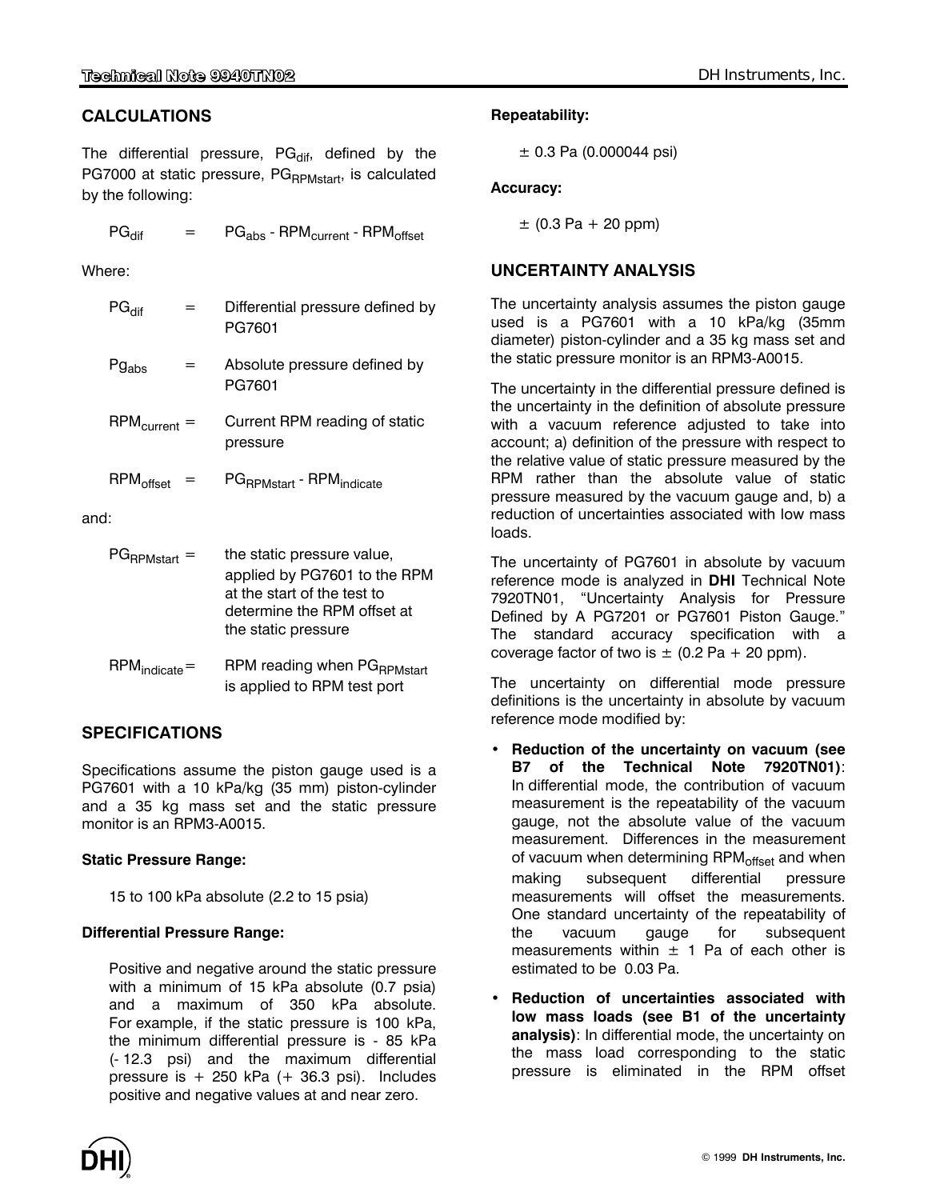## CALCULATIONS

The differential pressure, $PG_{dif}$, defined by the PG7000 at static pressure, $PG_{RPMstart}$, is calculated by the following:

$$PG_{dif} = PG_{abs} - RPM_{current} - RPM_{offset}$$

Where:

| | | |
|---|---|---|
| $PG_{dif}$ | = | Differential pressure defined by PG7601 |
| $Pg_{abs}$ | = | Absolute pressure defined by PG7601 |
| $RPM_{current}$ | = | Current RPM reading of static pressure |
| $RPM_{offset}$ | = | $PG_{RPMstart}$ - $RPM_{indicate}$ |

and:

| | | |
|---|---|---|
| $PG_{RPMstart}$ | = | the static pressure value, applied by PG7601 to the RPM at the start of the test to determine the RPM offset at the static pressure |
| $RPM_{indicate}$ | = | RPM reading when $PG_{RPMstart}$ is applied to RPM test port |

## SPECIFICATIONS

Specifications assume the piston gauge used is a PG7601 with a 10 kPa/kg (35 mm) piston-cylinder and a 35 kg mass set and the static pressure monitor is an RPM3-A0015.

**Static Pressure Range:**

15 to 100 kPa absolute (2.2 to 15 psia)

**Differential Pressure Range:**

Positive and negative around the static pressure with a minimum of 15 kPa absolute (0.7 psia) and a maximum of 350 kPa absolute. For example, if the static pressure is 100 kPa, the minimum differential pressure is - 85 kPa (- 12.3 psi) and the maximum differential pressure is + 250 kPa (+ 36.3 psi). Includes positive and negative values at and near zero.

**Repeatability:**

± 0.3 Pa (0.000044 psi)

**Accuracy:**

± (0.3 Pa + 20 ppm)

## UNCERTAINTY ANALYSIS

The uncertainty analysis assumes the piston gauge used is a PG7601 with a 10 kPa/kg (35mm diameter) piston-cylinder and a 35 kg mass set and the static pressure monitor is an RPM3-A0015.

The uncertainty in the differential pressure defined is the uncertainty in the definition of absolute pressure with a vacuum reference adjusted to take into account; a) definition of the pressure with respect to the relative value of static pressure measured by the RPM rather than the absolute value of static pressure measured by the vacuum gauge and, b) a reduction of uncertainties associated with low mass loads.

The uncertainty of PG7601 in absolute by vacuum reference mode is analyzed in **DHI** Technical Note 7920TN01, "Uncertainty Analysis for Pressure Defined by A PG7201 or PG7601 Piston Gauge." The standard accuracy specification with a coverage factor of two is ± (0.2 Pa + 20 ppm).

The uncertainty on differential mode pressure definitions is the uncertainty in absolute by vacuum reference mode modified by:

- **Reduction of the uncertainty on vacuum (see B7 of the Technical Note 7920TN01)**: In differential mode, the contribution of vacuum measurement is the repeatability of the vacuum gauge, not the absolute value of the vacuum measurement. Differences in the measurement of vacuum when determining $RPM_{offset}$ and when making subsequent differential pressure measurements will offset the measurements. One standard uncertainty of the repeatability of the vacuum gauge for subsequent measurements within ± 1 Pa of each other is estimated to be 0.03 Pa.
- **Reduction of uncertainties associated with low mass loads (see B1 of the uncertainty analysis)**: In differential mode, the uncertainty on the mass load corresponding to the static pressure is eliminated in the RPM offset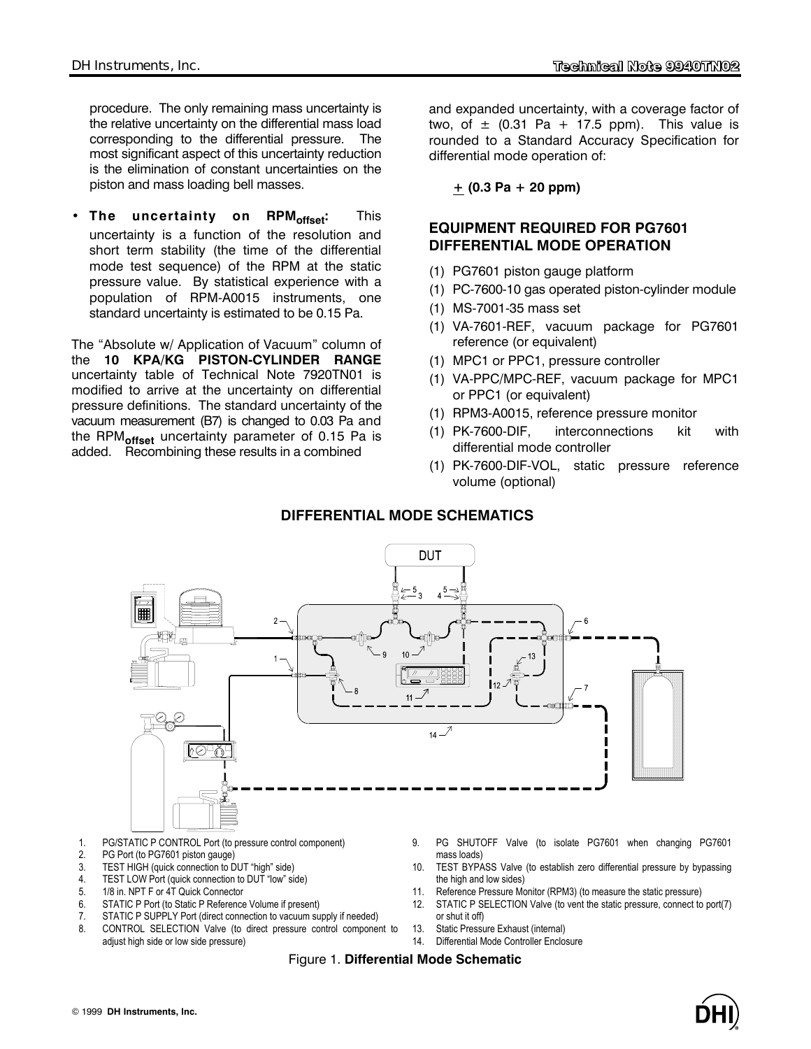procedure. The only remaining mass uncertainty is the relative uncertainty on the differential mass load corresponding to the differential pressure. The most significant aspect of this uncertainty reduction is the elimination of constant uncertainties on the piston and mass loading bell masses.

- **The uncertainty on $RPM_{offset}$:** This uncertainty is a function of the resolution and short term stability (the time of the differential mode test sequence) of the RPM at the static pressure value. By statistical experience with a population of RPM-A0015 instruments, one standard uncertainty is estimated to be 0.15 Pa.

The "Absolute w/ Application of Vacuum" column of the **10 KPA/KG PISTON-CYLINDER RANGE** uncertainty table of Technical Note 7920TN01 is modified to arrive at the uncertainty on differential pressure definitions. The standard uncertainty of the vacuum measurement (B7) is changed to 0.03 Pa and the $RPM_{offset}$ uncertainty parameter of 0.15 Pa is added. Recombining these results in a combined and expanded uncertainty, with a coverage factor of two, of ± (0.31 Pa + 17.5 ppm). This value is rounded to a Standard Accuracy Specification for differential mode operation of:

**± (0.3 Pa + 20 ppm)**

## EQUIPMENT REQUIRED FOR PG7601 DIFFERENTIAL MODE OPERATION

(1) PG7601 piston gauge platform
(1) PC-7600-10 gas operated piston-cylinder module
(1) MS-7001-35 mass set
(1) VA-7601-REF, vacuum package for PG7601 reference (or equivalent)
(1) MPC1 or PPC1, pressure controller
(1) VA-PPC/MPC-REF, vacuum package for MPC1 or PPC1 (or equivalent)
(1) RPM3-A0015, reference pressure monitor
(1) PK-7600-DIF, interconnections kit with differential mode controller
(1) PK-7600-DIF-VOL, static pressure reference volume (optional)

## DIFFERENTIAL MODE SCHEMATICS

1. PG/STATIC P CONTROL Port (to pressure control component)
2. PG Port (to PG7601 piston gauge)
3. TEST HIGH (quick connection to DUT "high" side)
4. TEST LOW Port (quick connection to DUT "low" side)
5. 1/8 in. NPT F or 4T Quick Connector
6. STATIC P Port (to Static P Reference Volume if present)
7. STATIC P SUPPLY Port (direct connection to vacuum supply if needed)
8. CONTROL SELECTION Valve (to direct pressure control component to adjust high side or low side pressure)
9. PG SHUTOFF Valve (to isolate PG7601 when changing PG7601 mass loads)
10. TEST BYPASS Valve (to establish zero differential pressure by bypassing the high and low sides)
11. Reference Pressure Monitor (RPM3) (to measure the static pressure)
12. STATIC P SELECTION Valve (to vent the static pressure, connect to port(7) or shut it off)
13. Static Pressure Exhaust (internal)
14. Differential Mode Controller Enclosure

Figure 1. **Differential Mode Schematic**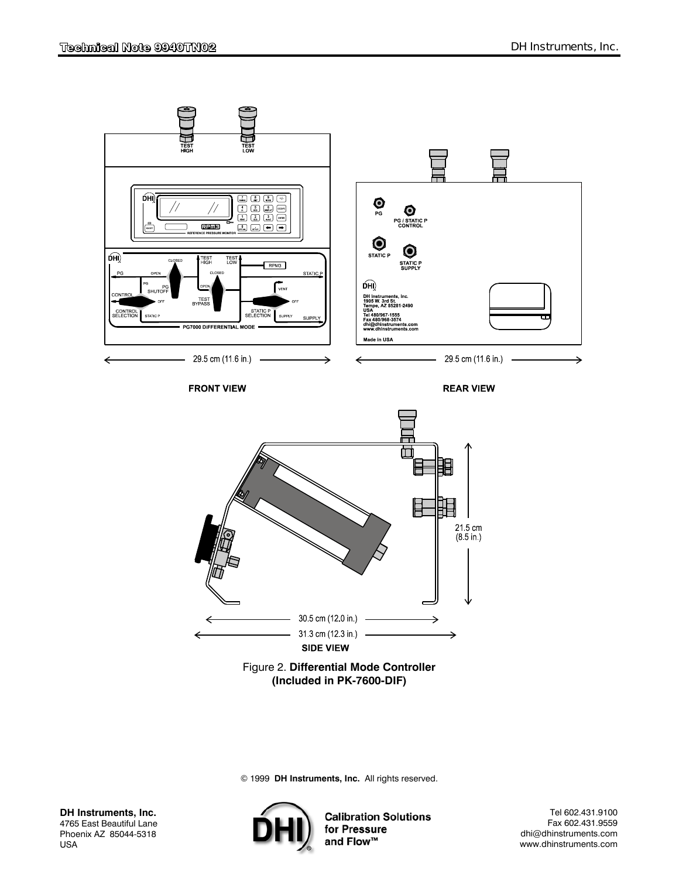TEST HIGH

TEST LOW

DHI

REFERENCE PRESSURE MONITOR

DHI

PG

CLOSED

OPEN

PG SHUTOFF

TEST HIGH

TEST LOW

CLOSED

OPEN

TEST BYPASS

RPM3

STATIC P

VENT

OFF

STATIC P SELECTION

SUPPLY

CONTROL

OFF

CONTROL SELECTION

STATIC P

PG7000 DIFFERENTIAL MODE

29.5 cm (11.6 in.)

FRONT VIEW

PG

PG / STATIC P CONTROL

STATIC P

STATIC P SUPPLY

DHI

DH Instruments, Inc.
1905 W. 3rd St.
Tempe, AZ 85281-2490
USA
Tel 480/967-1555
Fax 480/968-3574
dhi@dhinstruments.com
www.dhinstruments.com

Made in USA

29.5 cm (11.6 in.)

REAR VIEW

21.5 cm (8.5 in.)

30.5 cm (12.0 in.)

31.3 cm (12.3 in.)

SIDE VIEW

Figure 2. **Differential Mode Controller (Included in PK-7600-DIF)**

© 1999 **DH Instruments, Inc.** All rights reserved.

**DH Instruments, Inc.**
4765 East Beautiful Lane
Phoenix AZ 85044-5318
USA

**Calibration Solutions for Pressure and Flow™**

Tel 602.431.9100
Fax 602.431.9559
dhi@dhinstruments.com
www.dhinstruments.com